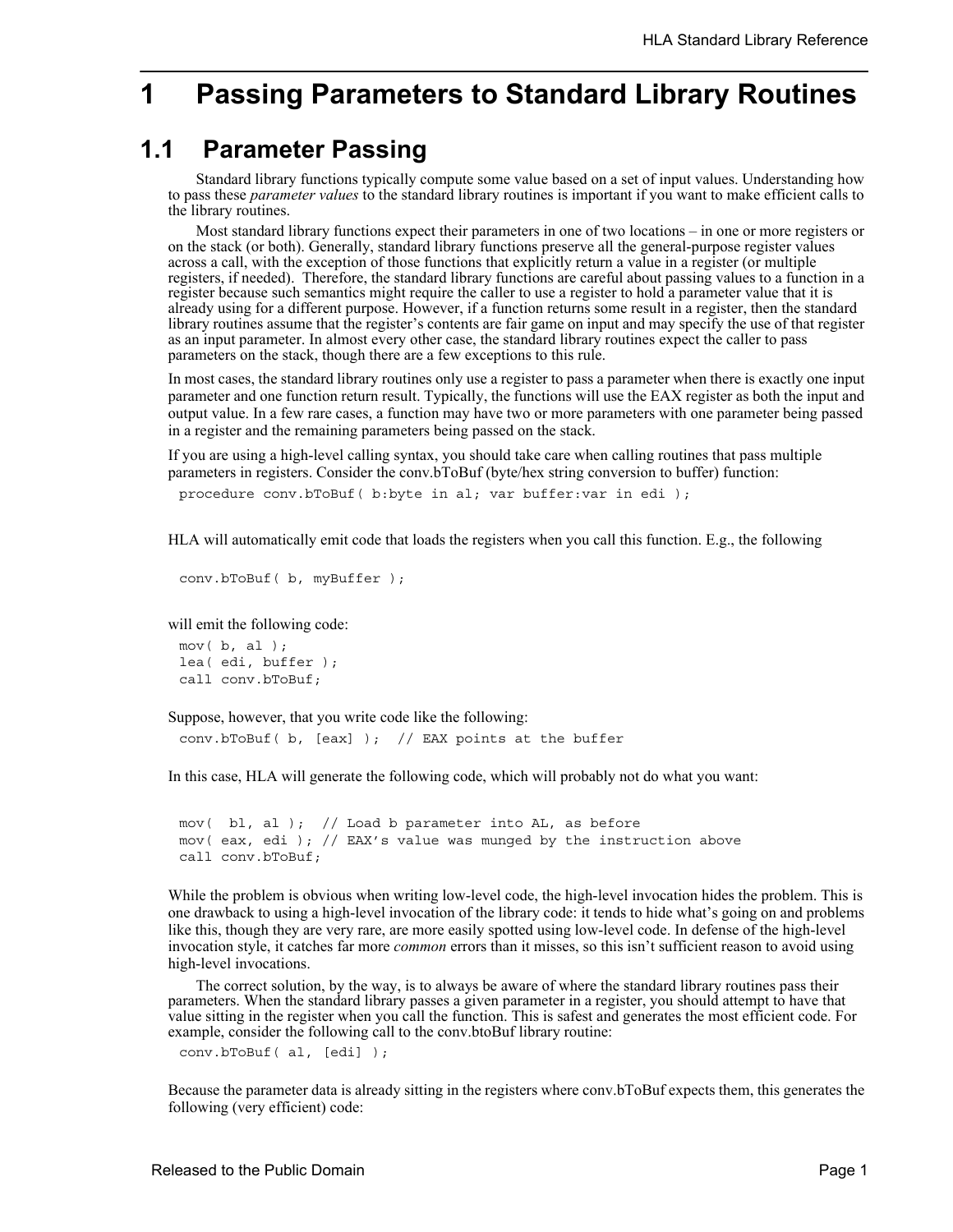# 1 Passing Parameters to Standard Library Routines

## 1.1 Parameter Passing

Standard library functions typically compute some value based on a set of input values. Understanding how to pass these *parameter values* to the standard library routines is important if you want to make efficient calls to the library routines.

Most standard library functions expect their parameters in one of two locations – in one or more registers or on the stack (or both). Generally, standard library functions preserve all the general-purpose register values across a call, with the exception of those functions that explicitly return a value in a register (or multiple registers, if needed). Therefore, the standard library functions are careful about passing values to a function in a register because such semantics might require the caller to use a register to hold a parameter value that it is already using for a different purpose. However, if a function returns some result in a register, then the standard library routines assume that the register's contents are fair game on input and may specify the use of that register as an input parameter. In almost every other case, the standard library routines expect the caller to pass parameters on the stack, though there are a few exceptions to this rule.

In most cases, the standard library routines only use a register to pass a parameter when there is exactly one input parameter and one function return result. Typically, the functions will use the EAX register as both the input and output value. In a few rare cases, a function may have two or more parameters with one parameter being passed in a register and the remaining parameters being passed on the stack.

If you are using a high-level calling syntax, you should take care when calling routines that pass multiple parameters in registers. Consider the conv.bToBuf (byte/hex string conversion to buffer) function:

```
procedure conv.bToBuf( b:byte in al; var buffer:var in edi );
```

HLA will automatically emit code that loads the registers when you call this function. E.g., the following

```
conv.bToBuf( b, myBuffer );
```

will emit the following code:

```
mov( b, al );
lea( edi, buffer );
call conv.bToBuf;
```

Suppose, however, that you write code like the following:

```
conv.bToBuf( b, [eax] );  // EAX points at the buffer
```

In this case, HLA will generate the following code, which will probably not do what you want:

```
mov(  bl, al );  // Load b parameter into AL, as before
mov( eax, edi ); // EAX's value was munged by the instruction above
call conv.bToBuf;
```

While the problem is obvious when writing low-level code, the high-level invocation hides the problem. This is one drawback to using a high-level invocation of the library code: it tends to hide what's going on and problems like this, though they are very rare, are more easily spotted using low-level code. In defense of the high-level invocation style, it catches far more *common* errors than it misses, so this isn't sufficient reason to avoid using high-level invocations.

The correct solution, by the way, is to always be aware of where the standard library routines pass their parameters. When the standard library passes a given parameter in a register, you should attempt to have that value sitting in the register when you call the function. This is safest and generates the most efficient code. For example, consider the following call to the conv.btoBuf library routine:

```
conv.bToBuf( al, [edi] );
```

Because the parameter data is already sitting in the registers where conv.bToBuf expects them, this generates the following (very efficient) code: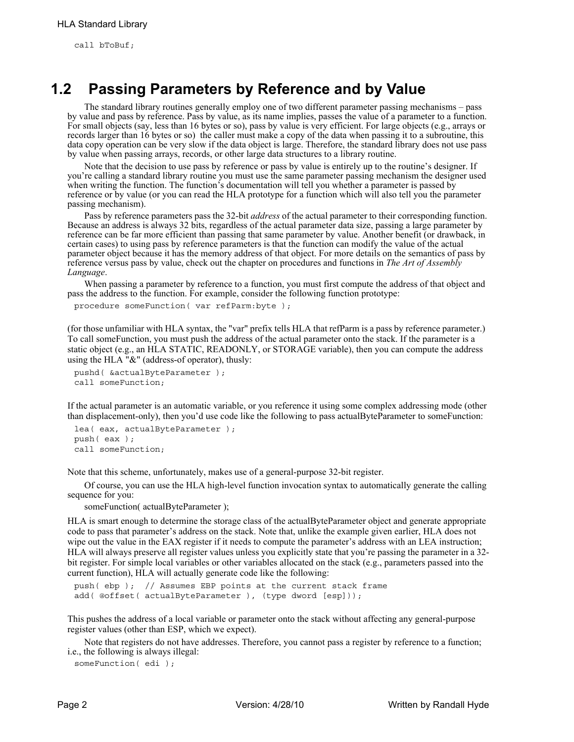```
call bToBuf;
```

## 1.2 Passing Parameters by Reference and by Value

The standard library routines generally employ one of two different parameter passing mechanisms – pass by value and pass by reference. Pass by value, as its name implies, passes the value of a parameter to a function. For small objects (say, less than 16 bytes or so), pass by value is very efficient. For large objects (e.g., arrays or records larger than 16 bytes or so) the caller must make a copy of the data when passing it to a subroutine, this data copy operation can be very slow if the data object is large. Therefore, the standard library does not use pass by value when passing arrays, records, or other large data structures to a library routine.

Note that the decision to use pass by reference or pass by value is entirely up to the routine's designer. If you're calling a standard library routine you must use the same parameter passing mechanism the designer used when writing the function. The function's documentation will tell you whether a parameter is passed by reference or by value (or you can read the HLA prototype for a function which will also tell you the parameter passing mechanism).

Pass by reference parameters pass the 32-bit *address* of the actual parameter to their corresponding function. Because an address is always 32 bits, regardless of the actual parameter data size, passing a large parameter by reference can be far more efficient than passing that same parameter by value. Another benefit (or drawback, in certain cases) to using pass by reference parameters is that the function can modify the value of the actual parameter object because it has the memory address of that object. For more details on the semantics of pass by reference versus pass by value, check out the chapter on procedures and functions in *The Art of Assembly Language*.

When passing a parameter by reference to a function, you must first compute the address of that object and pass the address to the function. For example, consider the following function prototype:

```
procedure someFunction( var refParm:byte );
```

(for those unfamiliar with HLA syntax, the "var" prefix tells HLA that refParm is a pass by reference parameter.) To call someFunction, you must push the address of the actual parameter onto the stack. If the parameter is a static object (e.g., an HLA STATIC, READONLY, or STORAGE variable), then you can compute the address using the HLA "&" (address-of operator), thusly:

```
pushd( &actualByteParameter );
call someFunction;
```

If the actual parameter is an automatic variable, or you reference it using some complex addressing mode (other than displacement-only), then you'd use code like the following to pass actualByteParameter to someFunction:

```
lea( eax, actualByteParameter );
push( eax );
call someFunction;
```

Note that this scheme, unfortunately, makes use of a general-purpose 32-bit register.

Of course, you can use the HLA high-level function invocation syntax to automatically generate the calling sequence for you:

someFunction( actualByteParameter );

HLA is smart enough to determine the storage class of the actualByteParameter object and generate appropriate code to pass that parameter's address on the stack. Note that, unlike the example given earlier, HLA does not wipe out the value in the EAX register if it needs to compute the parameter's address with an LEA instruction; HLA will always preserve all register values unless you explicitly state that you're passing the parameter in a 32-bit register. For simple local variables or other variables allocated on the stack (e.g., parameters passed into the current function), HLA will actually generate code like the following:

```
push( ebp );  // Assumes EBP points at the current stack frame
add( @offset( actualByteParameter ), (type dword [esp]));
```

This pushes the address of a local variable or parameter onto the stack without affecting any general-purpose register values (other than ESP, which we expect).

Note that registers do not have addresses. Therefore, you cannot pass a register by reference to a function; i.e., the following is always illegal:

```
someFunction( edi );
```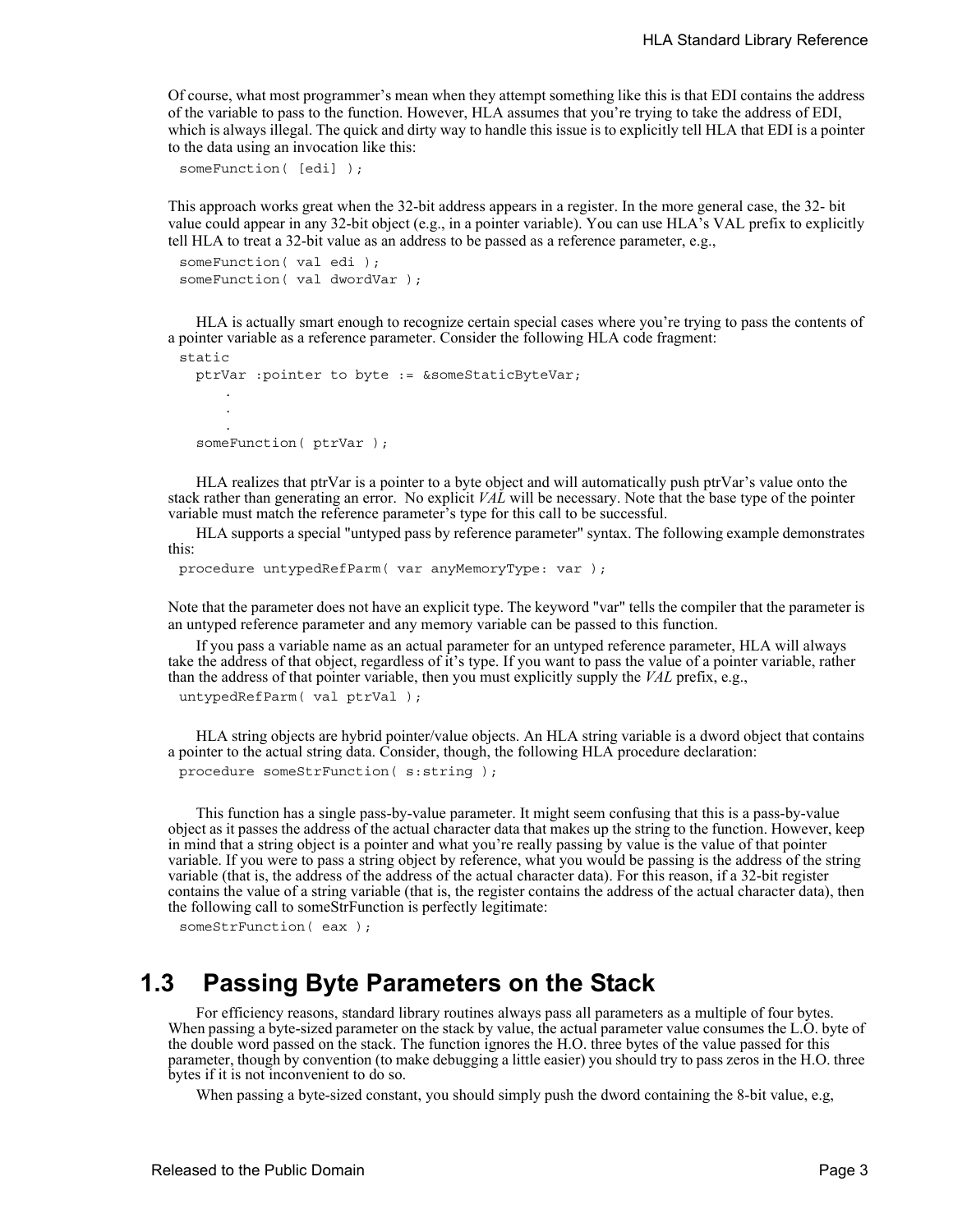Of course, what most programmer's mean when they attempt something like this is that EDI contains the address of the variable to pass to the function. However, HLA assumes that you're trying to take the address of EDI, which is always illegal. The quick and dirty way to handle this issue is to explicitly tell HLA that EDI is a pointer to the data using an invocation like this:

```
someFunction( [edi] );
```

This approach works great when the 32-bit address appears in a register. In the more general case, the 32- bit value could appear in any 32-bit object (e.g., in a pointer variable). You can use HLA's VAL prefix to explicitly tell HLA to treat a 32-bit value as an address to be passed as a reference parameter, e.g.,

```
someFunction( val edi );
someFunction( val dwordVar );
```

HLA is actually smart enough to recognize certain special cases where you're trying to pass the contents of a pointer variable as a reference parameter. Consider the following HLA code fragment:

```
static
  ptrVar :pointer to byte := &someStaticByteVar;
      .
      .
      .
  someFunction( ptrVar );
```

HLA realizes that ptrVar is a pointer to a byte object and will automatically push ptrVar's value onto the stack rather than generating an error. No explicit *VAL* will be necessary. Note that the base type of the pointer variable must match the reference parameter's type for this call to be successful.

HLA supports a special "untyped pass by reference parameter" syntax. The following example demonstrates this:

```
procedure untypedRefParm( var anyMemoryType: var );
```

Note that the parameter does not have an explicit type. The keyword "var" tells the compiler that the parameter is an untyped reference parameter and any memory variable can be passed to this function.

If you pass a variable name as an actual parameter for an untyped reference parameter, HLA will always take the address of that object, regardless of it's type. If you want to pass the value of a pointer variable, rather than the address of that pointer variable, then you must explicitly supply the *VAL* prefix, e.g.,

```
untypedRefParm( val ptrVal );
```

HLA string objects are hybrid pointer/value objects. An HLA string variable is a dword object that contains a pointer to the actual string data. Consider, though, the following HLA procedure declaration:

```
procedure someStrFunction( s:string );
```

This function has a single pass-by-value parameter. It might seem confusing that this is a pass-by-value object as it passes the address of the actual character data that makes up the string to the function. However, keep in mind that a string object is a pointer and what you're really passing by value is the value of that pointer variable. If you were to pass a string object by reference, what you would be passing is the address of the string variable (that is, the address of the address of the actual character data). For this reason, if a 32-bit register contains the value of a string variable (that is, the register contains the address of the actual character data), then the following call to someStrFunction is perfectly legitimate:

```
someStrFunction( eax );
```

## 1.3 Passing Byte Parameters on the Stack

For efficiency reasons, standard library routines always pass all parameters as a multiple of four bytes. When passing a byte-sized parameter on the stack by value, the actual parameter value consumes the L.O. byte of the double word passed on the stack. The function ignores the H.O. three bytes of the value passed for this parameter, though by convention (to make debugging a little easier) you should try to pass zeros in the H.O. three bytes if it is not inconvenient to do so.

When passing a byte-sized constant, you should simply push the dword containing the 8-bit value, e.g,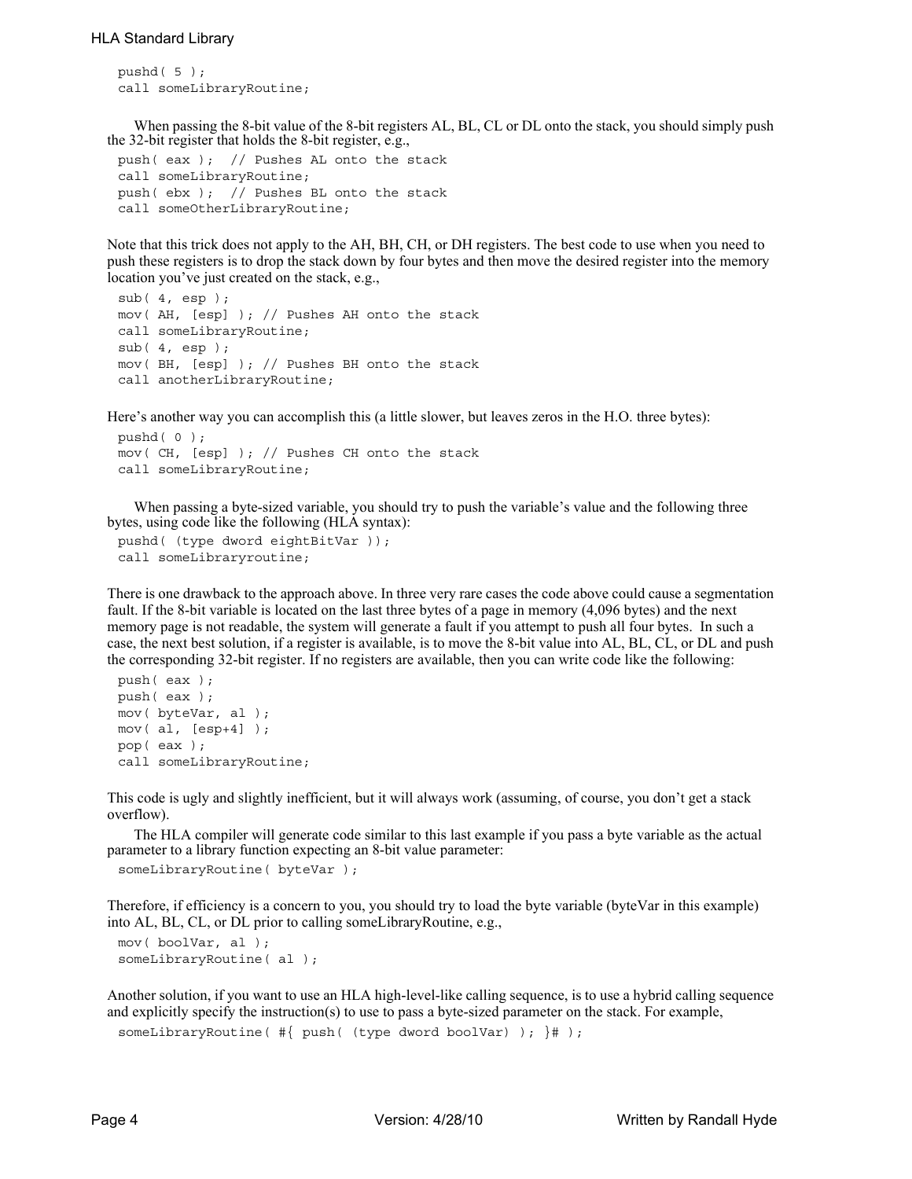```
pushd( 5 );
call someLibraryRoutine;
```

When passing the 8-bit value of the 8-bit registers AL, BL, CL or DL onto the stack, you should simply push the 32-bit register that holds the 8-bit register, e.g.,

```
push( eax );  // Pushes AL onto the stack
call someLibraryRoutine;
push( ebx );  // Pushes BL onto the stack
call someOtherLibraryRoutine;
```

Note that this trick does not apply to the AH, BH, CH, or DH registers. The best code to use when you need to push these registers is to drop the stack down by four bytes and then move the desired register into the memory location you've just created on the stack, e.g.,

```
sub( 4, esp );
mov( AH, [esp] ); // Pushes AH onto the stack
call someLibraryRoutine;
sub( 4, esp );
mov( BH, [esp] ); // Pushes BH onto the stack
call anotherLibraryRoutine;
```

Here's another way you can accomplish this (a little slower, but leaves zeros in the H.O. three bytes):

```
pushd( 0 );
mov( CH, [esp] ); // Pushes CH onto the stack
call someLibraryRoutine;
```

When passing a byte-sized variable, you should try to push the variable's value and the following three bytes, using code like the following (HLA syntax):

```
pushd( (type dword eightBitVar ));
call someLibraryroutine;
```

There is one drawback to the approach above. In three very rare cases the code above could cause a segmentation fault. If the 8-bit variable is located on the last three bytes of a page in memory (4,096 bytes) and the next memory page is not readable, the system will generate a fault if you attempt to push all four bytes. In such a case, the next best solution, if a register is available, is to move the 8-bit value into AL, BL, CL, or DL and push the corresponding 32-bit register. If no registers are available, then you can write code like the following:

```
push( eax );
push( eax );
mov( byteVar, al );
mov( al, [esp+4] );
pop( eax );
call someLibraryRoutine;
```

This code is ugly and slightly inefficient, but it will always work (assuming, of course, you don't get a stack overflow).

The HLA compiler will generate code similar to this last example if you pass a byte variable as the actual parameter to a library function expecting an 8-bit value parameter:

```
someLibraryRoutine( byteVar );
```

Therefore, if efficiency is a concern to you, you should try to load the byte variable (byteVar in this example) into AL, BL, CL, or DL prior to calling someLibraryRoutine, e.g.,

```
mov( boolVar, al );
someLibraryRoutine( al );
```

Another solution, if you want to use an HLA high-level-like calling sequence, is to use a hybrid calling sequence and explicitly specify the instruction(s) to use to pass a byte-sized parameter on the stack. For example,

```
someLibraryRoutine( #{ push( (type dword boolVar) ); }# );
```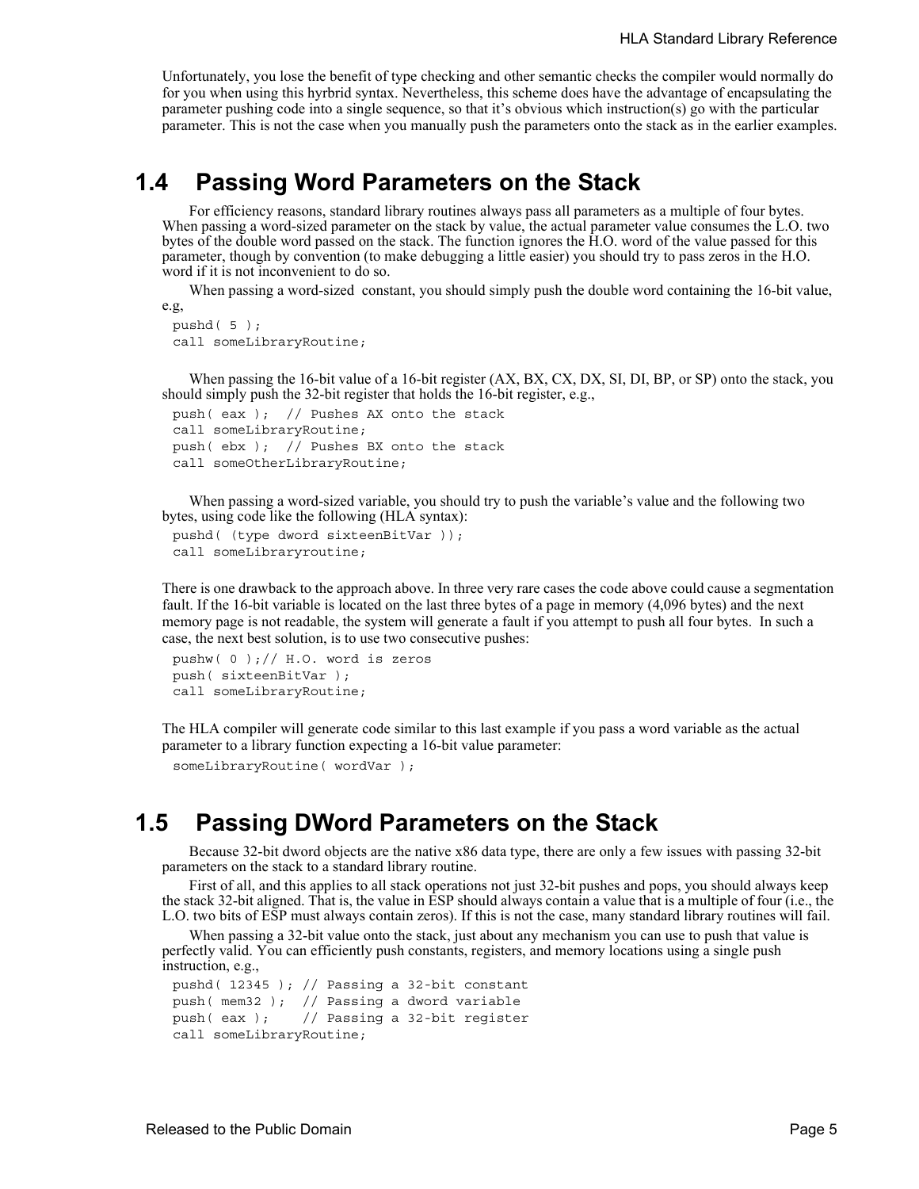Unfortunately, you lose the benefit of type checking and other semantic checks the compiler would normally do for you when using this hyrbrid syntax. Nevertheless, this scheme does have the advantage of encapsulating the parameter pushing code into a single sequence, so that it's obvious which instruction(s) go with the particular parameter. This is not the case when you manually push the parameters onto the stack as in the earlier examples.

## 1.4 Passing Word Parameters on the Stack

For efficiency reasons, standard library routines always pass all parameters as a multiple of four bytes. When passing a word-sized parameter on the stack by value, the actual parameter value consumes the L.O. two bytes of the double word passed on the stack. The function ignores the H.O. word of the value passed for this parameter, though by convention (to make debugging a little easier) you should try to pass zeros in the H.O. word if it is not inconvenient to do so.

When passing a word-sized constant, you should simply push the double word containing the 16-bit value, e.g,

```
pushd( 5 );
call someLibraryRoutine;
```

When passing the 16-bit value of a 16-bit register (AX, BX, CX, DX, SI, DI, BP, or SP) onto the stack, you should simply push the 32-bit register that holds the 16-bit register, e.g.,

```
push( eax );  // Pushes AX onto the stack
call someLibraryRoutine;
push( ebx );  // Pushes BX onto the stack
call someOtherLibraryRoutine;
```

When passing a word-sized variable, you should try to push the variable's value and the following two bytes, using code like the following (HLA syntax):

```
pushd( (type dword sixteenBitVar ));
call someLibraryroutine;
```

There is one drawback to the approach above. In three very rare cases the code above could cause a segmentation fault. If the 16-bit variable is located on the last three bytes of a page in memory (4,096 bytes) and the next memory page is not readable, the system will generate a fault if you attempt to push all four bytes. In such a case, the next best solution, is to use two consecutive pushes:

```
pushw( 0 );// H.O. word is zeros
push( sixteenBitVar );
call someLibraryRoutine;
```

The HLA compiler will generate code similar to this last example if you pass a word variable as the actual parameter to a library function expecting a 16-bit value parameter:

```
someLibraryRoutine( wordVar );
```

## 1.5 Passing DWord Parameters on the Stack

Because 32-bit dword objects are the native x86 data type, there are only a few issues with passing 32-bit parameters on the stack to a standard library routine.

First of all, and this applies to all stack operations not just 32-bit pushes and pops, you should always keep the stack 32-bit aligned. That is, the value in ESP should always contain a value that is a multiple of four (i.e., the L.O. two bits of ESP must always contain zeros). If this is not the case, many standard library routines will fail.

When passing a 32-bit value onto the stack, just about any mechanism you can use to push that value is perfectly valid. You can efficiently push constants, registers, and memory locations using a single push instruction, e.g.,

```
pushd( 12345 ); // Passing a 32-bit constant
push( mem32 );  // Passing a dword variable
push( eax );    // Passing a 32-bit register
call someLibraryRoutine;
```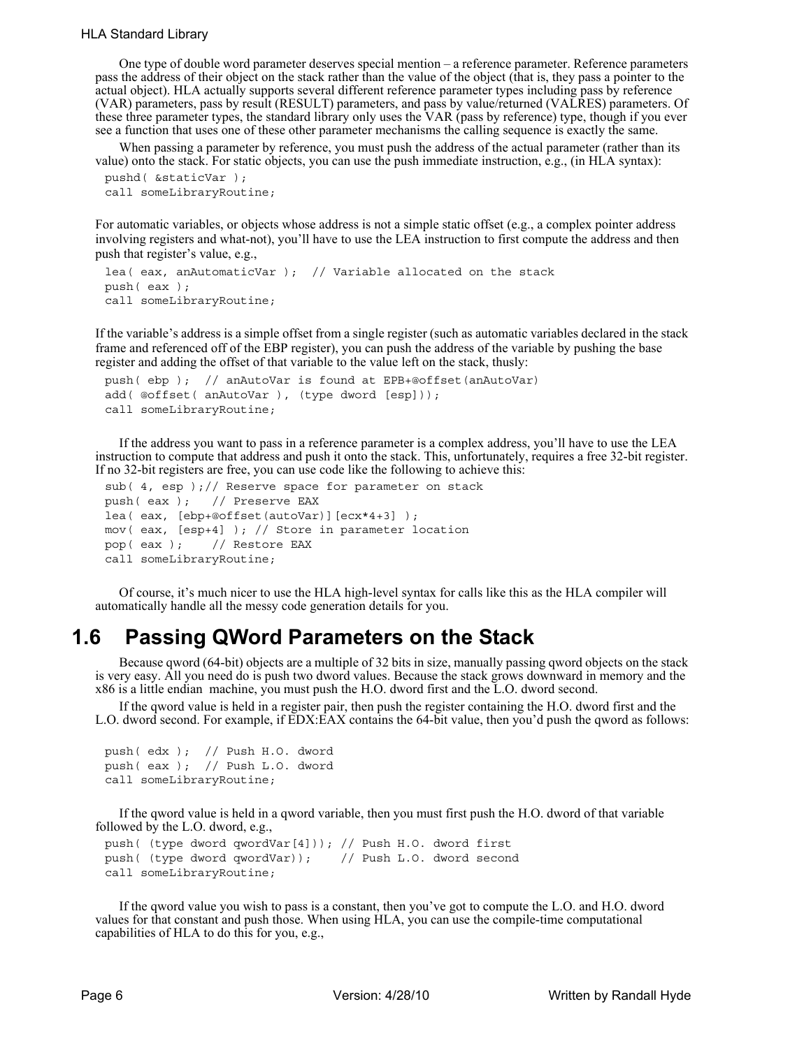One type of double word parameter deserves special mention – a reference parameter. Reference parameters pass the address of their object on the stack rather than the value of the object (that is, they pass a pointer to the actual object). HLA actually supports several different reference parameter types including pass by reference (VAR) parameters, pass by result (RESULT) parameters, and pass by value/returned (VALRES) parameters. Of these three parameter types, the standard library only uses the VAR (pass by reference) type, though if you ever see a function that uses one of these other parameter mechanisms the calling sequence is exactly the same.

When passing a parameter by reference, you must push the address of the actual parameter (rather than its value) onto the stack. For static objects, you can use the push immediate instruction, e.g., (in HLA syntax):

```
pushd( &staticVar );
call someLibraryRoutine;
```

For automatic variables, or objects whose address is not a simple static offset (e.g., a complex pointer address involving registers and what-not), you'll have to use the LEA instruction to first compute the address and then push that register's value, e.g.,

```
lea( eax, anAutomaticVar );  // Variable allocated on the stack
push( eax );
call someLibraryRoutine;
```

If the variable's address is a simple offset from a single register (such as automatic variables declared in the stack frame and referenced off of the EBP register), you can push the address of the variable by pushing the base register and adding the offset of that variable to the value left on the stack, thusly:

```
push( ebp );  // anAutoVar is found at EPB+@offset(anAutoVar)
add( @offset( anAutoVar ), (type dword [esp]));
call someLibraryRoutine;
```

If the address you want to pass in a reference parameter is a complex address, you'll have to use the LEA instruction to compute that address and push it onto the stack. This, unfortunately, requires a free 32-bit register. If no 32-bit registers are free, you can use code like the following to achieve this:

```
sub( 4, esp );// Reserve space for parameter on stack
push( eax );   // Preserve EAX
lea( eax, [ebp+@offset(autoVar)][ecx*4+3] );
mov( eax, [esp+4] ); // Store in parameter location
pop( eax );    // Restore EAX
call someLibraryRoutine;
```

Of course, it's much nicer to use the HLA high-level syntax for calls like this as the HLA compiler will automatically handle all the messy code generation details for you.

## 1.6 Passing QWord Parameters on the Stack

Because qword (64-bit) objects are a multiple of 32 bits in size, manually passing qword objects on the stack is very easy. All you need do is push two dword values. Because the stack grows downward in memory and the x86 is a little endian machine, you must push the H.O. dword first and the L.O. dword second.

If the qword value is held in a register pair, then push the register containing the H.O. dword first and the L.O. dword second. For example, if EDX:EAX contains the 64-bit value, then you'd push the qword as follows:

```
push( edx );  // Push H.O. dword
push( eax );  // Push L.O. dword
call someLibraryRoutine;
```

If the qword value is held in a qword variable, then you must first push the H.O. dword of that variable followed by the L.O. dword, e.g.,

```
push( (type dword qwordVar[4])); // Push H.O. dword first
push( (type dword qwordVar));    // Push L.O. dword second
call someLibraryRoutine;
```

If the qword value you wish to pass is a constant, then you've got to compute the L.O. and H.O. dword values for that constant and push those. When using HLA, you can use the compile-time computational capabilities of HLA to do this for you, e.g.,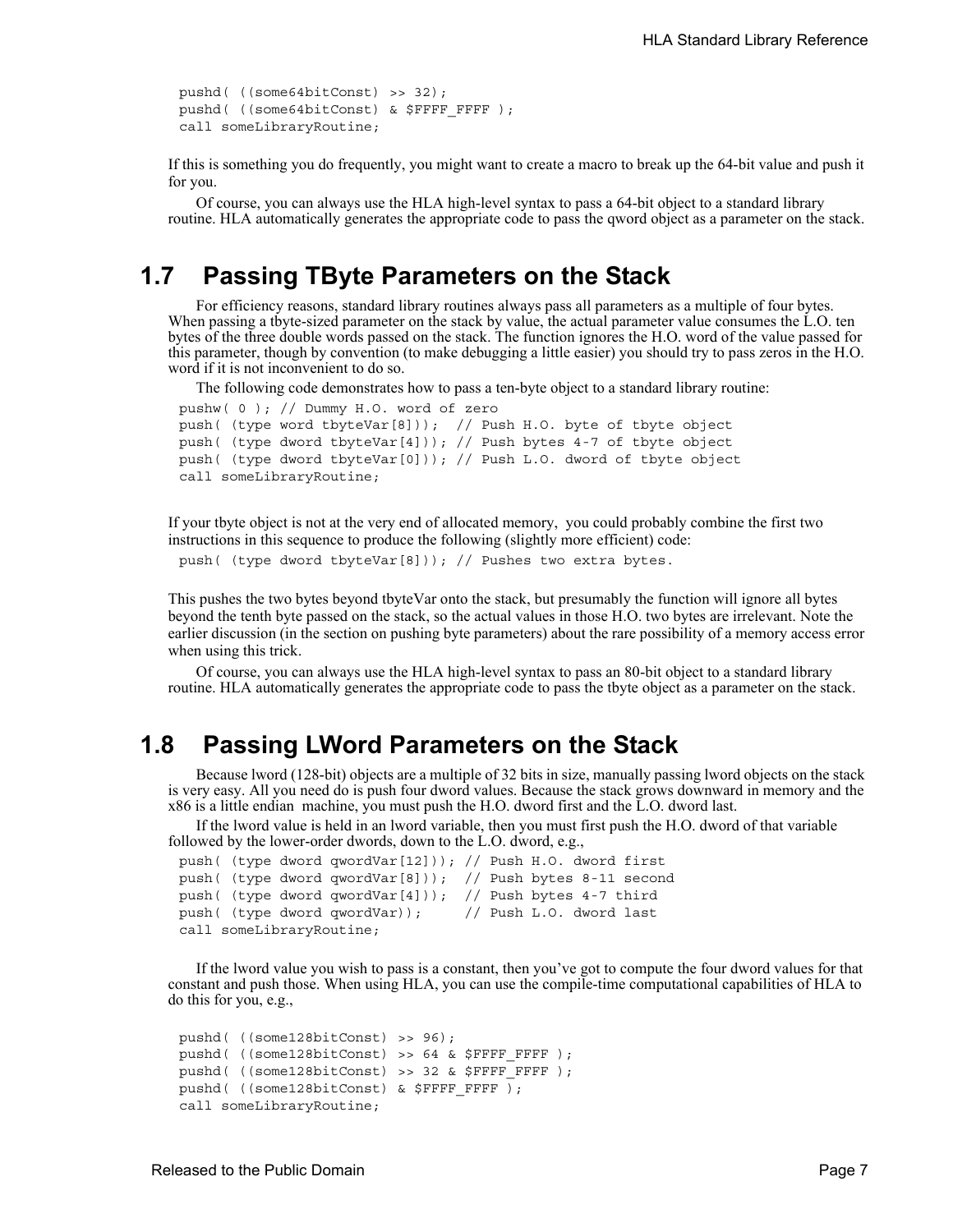```
pushd( ((some64bitConst) >> 32);
pushd( ((some64bitConst) & $FFFF_FFFF );
call someLibraryRoutine;
```

If this is something you do frequently, you might want to create a macro to break up the 64-bit value and push it for you.

Of course, you can always use the HLA high-level syntax to pass a 64-bit object to a standard library routine. HLA automatically generates the appropriate code to pass the qword object as a parameter on the stack.

## 1.7 Passing TByte Parameters on the Stack

For efficiency reasons, standard library routines always pass all parameters as a multiple of four bytes. When passing a tbyte-sized parameter on the stack by value, the actual parameter value consumes the L.O. ten bytes of the three double words passed on the stack. The function ignores the H.O. word of the value passed for this parameter, though by convention (to make debugging a little easier) you should try to pass zeros in the H.O. word if it is not inconvenient to do so.

The following code demonstrates how to pass a ten-byte object to a standard library routine:

```
pushw( 0 ); // Dummy H.O. word of zero
push( (type word tbyteVar[8]));  // Push H.O. byte of tbyte object
push( (type dword tbyteVar[4])); // Push bytes 4-7 of tbyte object
push( (type dword tbyteVar[0])); // Push L.O. dword of tbyte object
call someLibraryRoutine;
```

If your tbyte object is not at the very end of allocated memory,  you could probably combine the first two instructions in this sequence to produce the following (slightly more efficient) code:

```
push( (type dword tbyteVar[8])); // Pushes two extra bytes.
```

This pushes the two bytes beyond tbyteVar onto the stack, but presumably the function will ignore all bytes beyond the tenth byte passed on the stack, so the actual values in those H.O. two bytes are irrelevant. Note the earlier discussion (in the section on pushing byte parameters) about the rare possibility of a memory access error when using this trick.

Of course, you can always use the HLA high-level syntax to pass an 80-bit object to a standard library routine. HLA automatically generates the appropriate code to pass the tbyte object as a parameter on the stack.

## 1.8 Passing LWord Parameters on the Stack

Because lword (128-bit) objects are a multiple of 32 bits in size, manually passing lword objects on the stack is very easy. All you need do is push four dword values. Because the stack grows downward in memory and the x86 is a little endian  machine, you must push the H.O. dword first and the L.O. dword last.

If the lword value is held in an lword variable, then you must first push the H.O. dword of that variable followed by the lower-order dwords, down to the L.O. dword, e.g.,

```
push( (type dword qwordVar[12])); // Push H.O. dword first
push( (type dword qwordVar[8]));  // Push bytes 8-11 second
push( (type dword qwordVar[4]));  // Push bytes 4-7 third
push( (type dword qwordVar));     // Push L.O. dword last
call someLibraryRoutine;
```

If the lword value you wish to pass is a constant, then you've got to compute the four dword values for that constant and push those. When using HLA, you can use the compile-time computational capabilities of HLA to do this for you, e.g.,

```
pushd( ((some128bitConst) >> 96);
pushd( ((some128bitConst) >> 64 & $FFFF_FFFF );
pushd( ((some128bitConst) >> 32 & $FFFF_FFFF );
pushd( ((some128bitConst) & $FFFF_FFFF );
call someLibraryRoutine;
```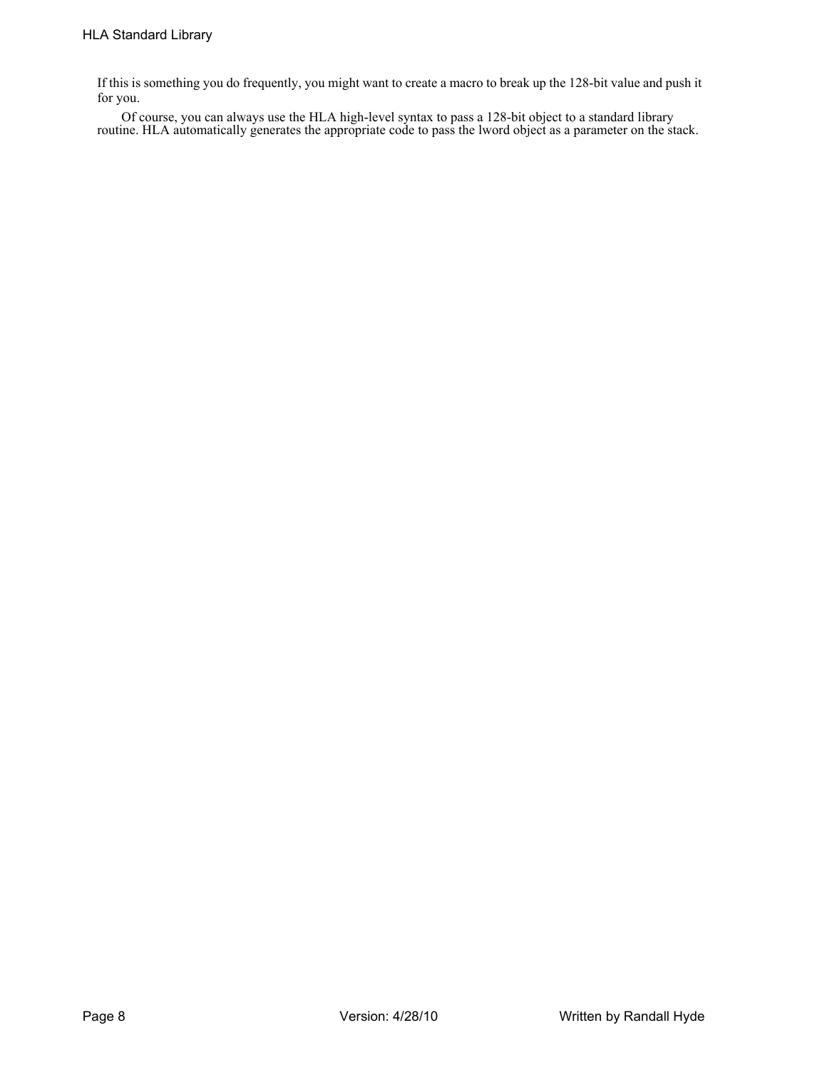If this is something you do frequently, you might want to create a macro to break up the 128-bit value and push it for you.

Of course, you can always use the HLA high-level syntax to pass a 128-bit object to a standard library routine. HLA automatically generates the appropriate code to pass the lword object as a parameter on the stack.